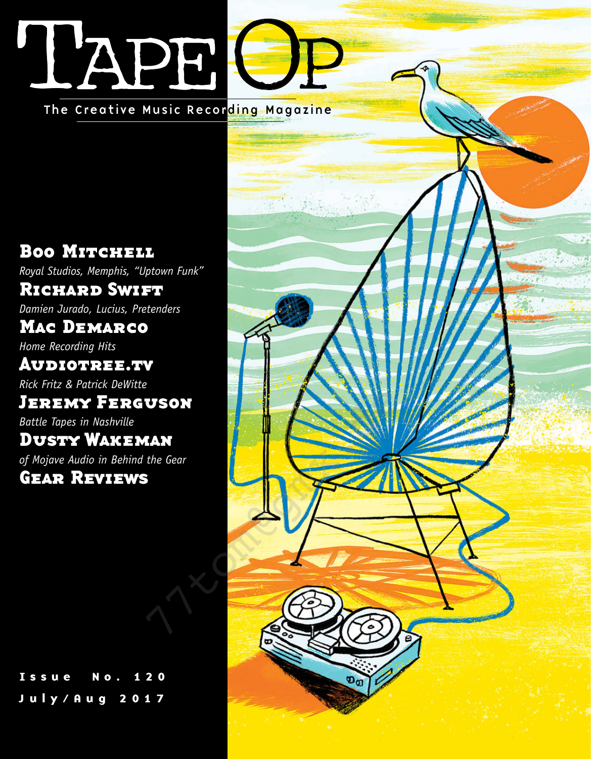# Tape Op

The Creative Music Recording Magazine

## Boo Mitchell

*Royal Studios, Memphis, "Uptown Funk"*

## Richard Swift

*Damien Jurado, Lucius, Pretenders*

## Mac DeMarco

*Home Recording Hits*

## Audiotree.tv

*Rick Fritz & Patrick DeWitte*

## Jeremy Ferguson

*Battle Tapes in Nashville*

## Dusty Wakeman

*of Mojave Audio in Behind the Gear*

## Gear Reviews

Issue No. 120

July/Aug 2017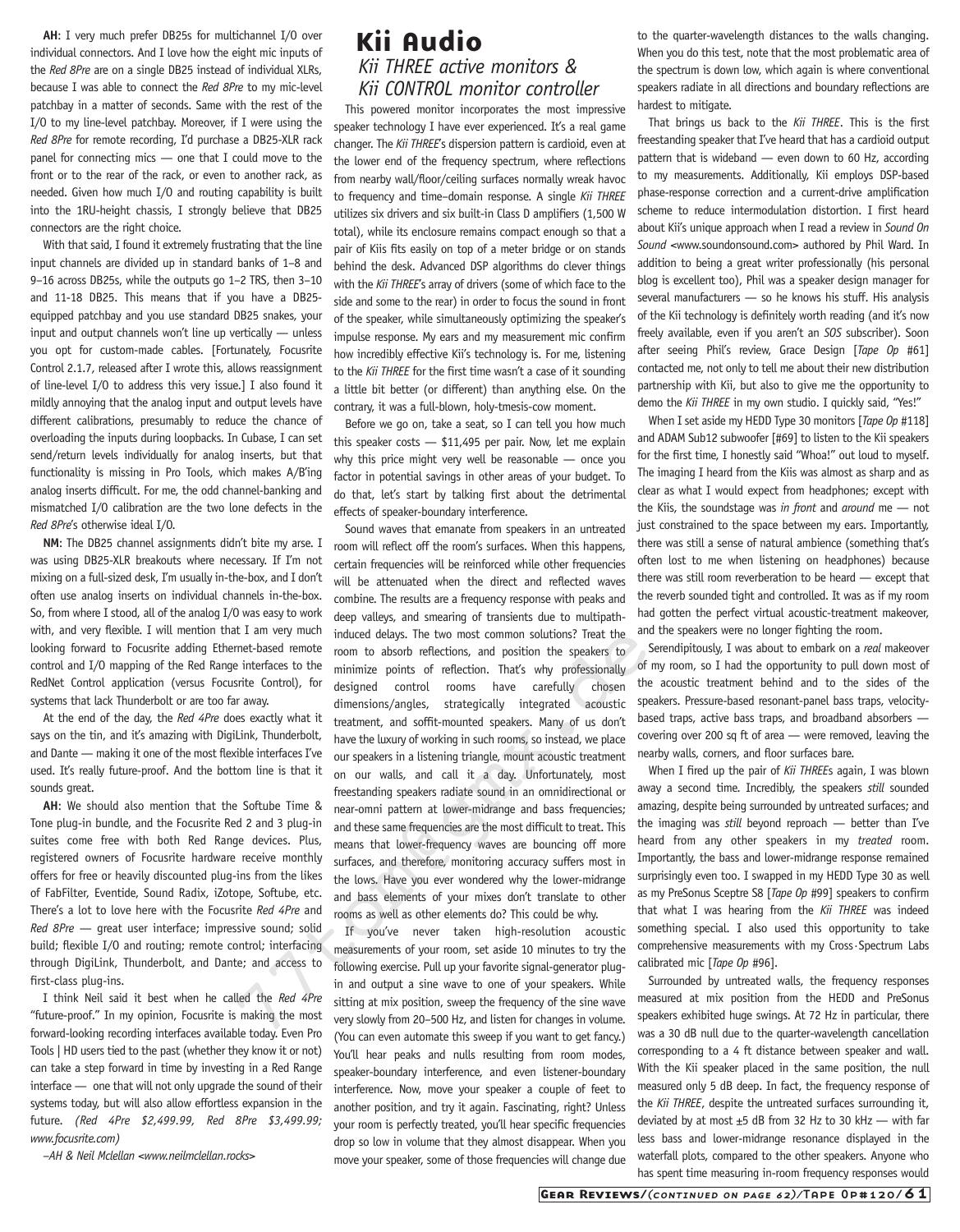**AH**: I very much prefer DB25s for multichannel I/O over individual connectors. And I love how the eight mic inputs of the *Red 8Pre* are on a single DB25 instead of individual XLRs, because I was able to connect the *Red 8Pre* to my mic-level patchbay in a matter of seconds. Same with the rest of the I/O to my line-level patchbay. Moreover, if I were using the *Red 8Pre* for remote recording, I'd purchase a DB25-XLR rack panel for connecting mics — one that I could move to the front or to the rear of the rack, or even to another rack, as needed. Given how much I/O and routing capability is built into the 1RU-height chassis, I strongly believe that DB25 connectors are the right choice.

With that said, I found it extremely frustrating that the line input channels are divided up in standard banks of 1–8 and 9–16 across DB25s, while the outputs go 1–2 TRS, then 3–10 and 11-18 DB25. This means that if you have a DB25-equipped patchbay and you use standard DB25 snakes, your input and output channels won't line up vertically — unless you opt for custom-made cables. [Fortunately, Focusrite Control 2.1.7, released after I wrote this, allows reassignment of line-level I/O to address this very issue.] I also found it mildly annoying that the analog input and output levels have different calibrations, presumably to reduce the chance of overloading the inputs during loopbacks. In Cubase, I can set send/return levels individually for analog inserts, but that functionality is missing in Pro Tools, which makes A/B'ing analog inserts difficult. For me, the odd channel-banking and mismatched I/O calibration are the two lone defects in the *Red 8Pre*'s otherwise ideal I/O.

**NM**: The DB25 channel assignments didn't bite my arse. I was using DB25-XLR breakouts where necessary. If I'm not mixing on a full-sized desk, I'm usually in-the-box, and I don't often use analog inserts on individual channels in-the-box. So, from where I stood, all of the analog I/O was easy to work with, and very flexible. I will mention that I am very much looking forward to Focusrite adding Ethernet-based remote control and I/O mapping of the Red Range interfaces to the RedNet Control application (versus Focusrite Control), for systems that lack Thunderbolt or are too far away.

At the end of the day, the *Red 4Pre* does exactly what it says on the tin, and it's amazing with DigiLink, Thunderbolt, and Dante — making it one of the most flexible interfaces I've used. It's really future-proof. And the bottom line is that it sounds great.

**AH**: We should also mention that the Softube Time & Tone plug-in bundle, and the Focusrite Red 2 and 3 plug-in suites come free with both Red Range devices. Plus, registered owners of Focusrite hardware receive monthly offers for free or heavily discounted plug-ins from the likes of FabFilter, Eventide, Sound Radix, iZotope, Softube, etc. There's a lot to love here with the Focusrite *Red 4Pre* and *Red 8Pre* — great user interface; impressive sound; solid build; flexible I/O and routing; remote control; interfacing through DigiLink, Thunderbolt, and Dante; and access to first-class plug-ins.

I think Neil said it best when he called the *Red 4Pre* "future-proof." In my opinion, Focusrite is making the most forward-looking recording interfaces available today. Even Pro Tools | HD users tied to the past (whether they know it or not) can take a step forward in time by investing in a Red Range interface — one that will not only upgrade the sound of their systems today, but will also allow effortless expansion in the future. *(Red 4Pre $2,499.99, Red 8Pre $3,499.99; www.focusrite.com)*

*–AH & Neil Mclellan <www.neilmclellan.rocks>*

## Kii Audio

### *Kii THREE active monitors & Kii CONTROL monitor controller*

This powered monitor incorporates the most impressive speaker technology I have ever experienced. It's a real game changer. The *Kii THREE*'s dispersion pattern is cardioid, even at the lower end of the frequency spectrum, where reflections from nearby wall/floor/ceiling surfaces normally wreak havoc to frequency and time–domain response. A single *Kii THREE* utilizes six drivers and six built-in Class D amplifiers (1,500 W total), while its enclosure remains compact enough so that a pair of Kiis fits easily on top of a meter bridge or on stands behind the desk. Advanced DSP algorithms do clever things with the *Kii THREE*'s array of drivers (some of which face to the side and some to the rear) in order to focus the sound in front of the speaker, while simultaneously optimizing the speaker's impulse response. My ears and my measurement mic confirm how incredibly effective Kii's technology is. For me, listening to the *Kii THREE* for the first time wasn't a case of it sounding a little bit better (or different) than anything else. On the contrary, it was a full-blown, holy-tmesis-cow moment.

Before we go on, take a seat, so I can tell you how much this speaker costs — $11,495 per pair. Now, let me explain why this price might very well be reasonable — once you factor in potential savings in other areas of your budget. To do that, let's start by talking first about the detrimental effects of speaker-boundary interference.

Sound waves that emanate from speakers in an untreated room will reflect off the room's surfaces. When this happens, certain frequencies will be reinforced while other frequencies will be attenuated when the direct and reflected waves combine. The results are a frequency response with peaks and deep valleys, and smearing of transients due to multipath-induced delays. The two most common solutions? Treat the room to absorb reflections, and position the speakers to minimize points of reflection. That's why professionally designed control rooms have carefully chosen dimensions/angles, strategically integrated acoustic treatment, and soffit-mounted speakers. Many of us don't have the luxury of working in such rooms, so instead, we place our speakers in a listening triangle, mount acoustic treatment on our walls, and call it a day. Unfortunately, most freestanding speakers radiate sound in an omnidirectional or near-omni pattern at lower-midrange and bass frequencies; and these same frequencies are the most difficult to treat. This means that lower-frequency waves are bouncing off more surfaces, and therefore, monitoring accuracy suffers most in the lows. Have you ever wondered why the lower-midrange and bass elements of your mixes don't translate to other rooms as well as other elements do? This could be why.

If you've never taken high-resolution acoustic measurements of your room, set aside 10 minutes to try the following exercise. Pull up your favorite signal-generator plug-in and output a sine wave to one of your speakers. While sitting at mix position, sweep the frequency of the sine wave very slowly from 20–500 Hz, and listen for changes in volume. (You can even automate this sweep if you want to get fancy.) You'll hear peaks and nulls resulting from room modes, speaker-boundary interference, and even listener-boundary interference. Now, move your speaker a couple of feet to another position, and try it again. Fascinating, right? Unless your room is perfectly treated, you'll hear specific frequencies drop so low in volume that they almost disappear. When you move your speaker, some of those frequencies will change due to the quarter-wavelength distances to the walls changing. When you do this test, note that the most problematic area of the spectrum is down low, which again is where conventional speakers radiate in all directions and boundary reflections are hardest to mitigate.

That brings us back to the *Kii THREE*. This is the first freestanding speaker that I've heard that has a cardioid output pattern that is wideband — even down to 60 Hz, according to my measurements. Additionally, Kii employs DSP-based phase-response correction and a current-drive amplification scheme to reduce intermodulation distortion. I first heard about Kii's unique approach when I read a review in *Sound On Sound* <www.soundonsound.com> authored by Phil Ward. In addition to being a great writer professionally (his personal blog is excellent too), Phil was a speaker design manager for several manufacturers — so he knows his stuff. His analysis of the Kii technology is definitely worth reading (and it's now freely available, even if you aren't an *SOS* subscriber). Soon after seeing Phil's review, Grace Design [*Tape Op* #61] contacted me, not only to tell me about their new distribution partnership with Kii, but also to give me the opportunity to demo the *Kii THREE* in my own studio. I quickly said, "Yes!"

When I set aside my HEDD Type 30 monitors [*Tape Op* #118] and ADAM Sub12 subwoofer [#69] to listen to the Kii speakers for the first time, I honestly said "Whoa!" out loud to myself. The imaging I heard from the Kiis was almost as sharp and as clear as what I would expect from headphones; except with the Kiis, the soundstage was *in front* and *around* me — not just constrained to the space between my ears. Importantly, there was still a sense of natural ambience (something that's often lost to me when listening on headphones) because there was still room reverberation to be heard — except that the reverb sounded tight and controlled. It was as if my room had gotten the perfect virtual acoustic-treatment makeover, and the speakers were no longer fighting the room.

Serendipitously, I was about to embark on a *real* makeover of my room, so I had the opportunity to pull down most of the acoustic treatment behind and to the sides of the speakers. Pressure-based resonant-panel bass traps, velocity-based traps, active bass traps, and broadband absorbers — covering over 200 sq ft of area — were removed, leaving the nearby walls, corners, and floor surfaces bare.

When I fired up the pair of *Kii THREE*s again, I was blown away a second time. Incredibly, the speakers *still* sounded amazing, despite being surrounded by untreated surfaces; and the imaging was *still* beyond reproach — better than I've heard from any other speakers in my *treated* room. Importantly, the bass and lower-midrange response remained surprisingly even too. I swapped in my HEDD Type 30 as well as my PreSonus Sceptre S8 [*Tape Op* #99] speakers to confirm that what I was hearing from the *Kii THREE* was indeed something special. I also used this opportunity to take comprehensive measurements with my Cross·Spectrum Labs calibrated mic [*Tape Op* #96].

Surrounded by untreated walls, the frequency responses measured at mix position from the HEDD and PreSonus speakers exhibited huge swings. At 72 Hz in particular, there was a 30 dB null due to the quarter-wavelength cancellation corresponding to a 4 ft distance between speaker and wall. With the Kii speaker placed in the same position, the null measured only 5 dB deep. In fact, the frequency response of the *Kii THREE*, despite the untreated surfaces surrounding it, deviated by at most ±5 dB from 32 Hz to 30 kHz — with far less bass and lower-midrange resonance displayed in the waterfall plots, compared to the other speakers. Anyone who has spent time measuring in-room frequency responses would

**Gear Reviews/***(continued on page 62)*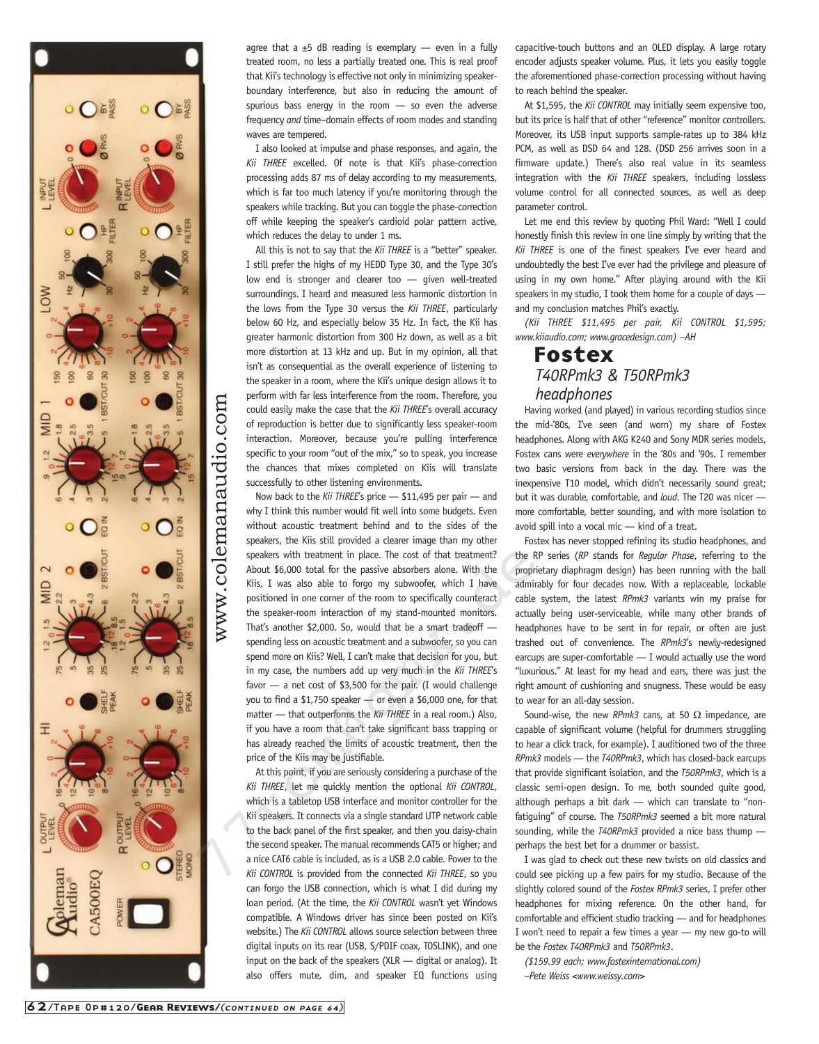agree that a ±5 dB reading is exemplary — even in a fully treated room, no less a partially treated one. This is real proof that Kii's technology is effective not only in minimizing speaker-boundary interference, but also in reducing the amount of spurious bass energy in the room — so even the adverse frequency *and* time-domain effects of room modes and standing waves are tempered.

I also looked at impulse and phase responses, and again, the *Kii THREE* excelled. Of note is that Kii's phase-correction processing adds 87 ms of delay according to my measurements, which is far too much latency if you're monitoring through the speakers while tracking. But you can toggle the phase-correction off while keeping the speaker's cardioid polar pattern active, which reduces the delay to under 1 ms.

All this is not to say that the *Kii THREE* is a "better" speaker. I still prefer the highs of my HEDD Type 30, and the Type 30's low end is stronger and clearer too — given well-treated surroundings. I heard and measured less harmonic distortion in the lows from the Type 30 versus the *Kii THREE*, particularly below 60 Hz, and especially below 35 Hz. In fact, the Kii has greater harmonic distortion from 300 Hz down, as well as a bit more distortion at 13 kHz and up. But in my opinion, all that isn't as consequential as the overall experience of listening to the speaker in a room, where the Kii's unique design allows it to perform with far less interference from the room. Therefore, you could easily make the case that the *Kii THREE*'s overall accuracy of reproduction is better due to significantly less speaker-room interaction. Moreover, because you're pulling interference specific to your room "out of the mix," so to speak, you increase the chances that mixes completed on Kiis will translate successfully to other listening environments.

Now back to the *Kii THREE*'s price — $11,495 per pair — and why I think this number would fit well into some budgets. Even without acoustic treatment behind and to the sides of the speakers, the Kiis still provided a clearer image than my other speakers with treatment in place. The cost of that treatment? About $6,000 total for the passive absorbers alone. With the Kiis, I was also able to forgo my subwoofer, which I have positioned in one corner of the room to specifically counteract the speaker-room interaction of my stand-mounted monitors. That's another $2,000. So, would that be a smart tradeoff — spending less on acoustic treatment and a subwoofer, so you can spend more on Kiis? Well, I can't make that decision for you, but in my case, the numbers add up very much in the *Kii THREE*'s favor — a net cost of $3,500 for the pair. (I would challenge you to find a $1,750 speaker — or even a $6,000 one, for that matter — that outperforms the *Kii THREE* in a real room.) Also, if you have a room that can't take significant bass trapping or has already reached the limits of acoustic treatment, then the price of the Kiis may be justifiable.

At this point, if you are seriously considering a purchase of the *Kii THREE*, let me quickly mention the optional *Kii CONTROL*, which is a tabletop USB interface and monitor controller for the Kii speakers. It connects via a single standard UTP network cable to the back panel of the first speaker, and then you daisy-chain the second speaker. The manual recommends CAT5 or higher; and a nice CAT6 cable is included, as is a USB 2.0 cable. Power to the *Kii CONTROL* is provided from the connected *Kii THREE*, so you can forgo the USB connection, which is what I did during my loan period. (At the time, the *Kii CONTROL* wasn't yet Windows compatible. A Windows driver has since been posted on Kii's website.) The *Kii CONTROL* allows source selection between three digital inputs on its rear (USB, S/PDIF coax, TOSLINK), and one input on the back of the speakers (XLR — digital or analog). It also offers mute, dim, and speaker EQ functions using capacitive-touch buttons and an OLED display. A large rotary encoder adjusts speaker volume. Plus, it lets you easily toggle the aforementioned phase-correction processing without having to reach behind the speaker.

At $1,595, the *Kii CONTROL* may initially seem expensive too, but its price is half that of other "reference" monitor controllers. Moreover, its USB input supports sample-rates up to 384 kHz PCM, as well as DSD 64 and 128. (DSD 256 arrives soon in a firmware update.) There's also real value in its seamless integration with the *Kii THREE* speakers, including lossless volume control for all connected sources, as well as deep parameter control.

Let me end this review by quoting Phil Ward: "Well I could honestly finish this review in one line simply by writing that the *Kii THREE* is one of the finest speakers I've ever heard and undoubtedly the best I've ever had the privilege and pleasure of using in my own home." After playing around with the Kii speakers in my studio, I took them home for a couple of days — and my conclusion matches Phil's exactly.

*(Kii THREE $11,495 per pair, Kii CONTROL $1,595; www.kiiaudio.com; www.gracedesign.com) –AH*

## Fostex *T40RPmk3 & T50RPmk3 headphones*

Having worked (and played) in various recording studios since the mid-'80s, I've seen (and worn) my share of Fostex headphones. Along with AKG K240 and Sony MDR series models, Fostex cans were *everywhere* in the '80s and '90s. I remember two basic versions from back in the day. There was the inexpensive T10 model, which didn't necessarily sound great; but it was durable, comfortable, and *loud*. The T20 was nicer — more comfortable, better sounding, and with more isolation to avoid spill into a vocal mic — kind of a treat.

Fostex has never stopped refining its studio headphones, and the RP series (*RP* stands for *Regular Phase*, referring to the proprietary diaphragm design) has been running with the ball admirably for four decades now. With a replaceable, lockable cable system, the latest *RPmk3* variants win my praise for actually being user-serviceable, while many other brands of headphones have to be sent in for repair, or often are just trashed out of convenience. The *RPmk3*'s newly-redesigned earcups are super-comfortable — I would actually use the word "luxurious." At least for my head and ears, there was just the right amount of cushioning and snugness. These would be easy to wear for an all-day session.

Sound-wise, the new *RPmk3* cans, at 50 Ω impedance, are capable of significant volume (helpful for drummers struggling to hear a click track, for example). I auditioned two of the three *RPmk3* models — the *T40RPmk3*, which has closed-back earcups that provide significant isolation, and the *T50RPmk3*, which is a classic semi-open design. To me, both sounded quite good, although perhaps a bit dark — which can translate to "non-fatiguing" of course. The *T50RPmk3* seemed a bit more natural sounding, while the *T40RPmk3* provided a nice bass thump — perhaps the best bet for a drummer or bassist.

I was glad to check out these new twists on old classics and could see picking up a few pairs for my studio. Because of the slightly colored sound of the *Fostex RPmk3* series, I prefer other headphones for mixing reference. On the other hand, for comfortable and efficient studio tracking — and for headphones I won't need to repair a few times a year — my new go-to will be the *Fostex T40RPmk3* and *T50RPmk3*.

*($159.99 each; www.fostexinternational.com)*

*–Pete Weiss <www.weissy.com>*

(continued on page 64)